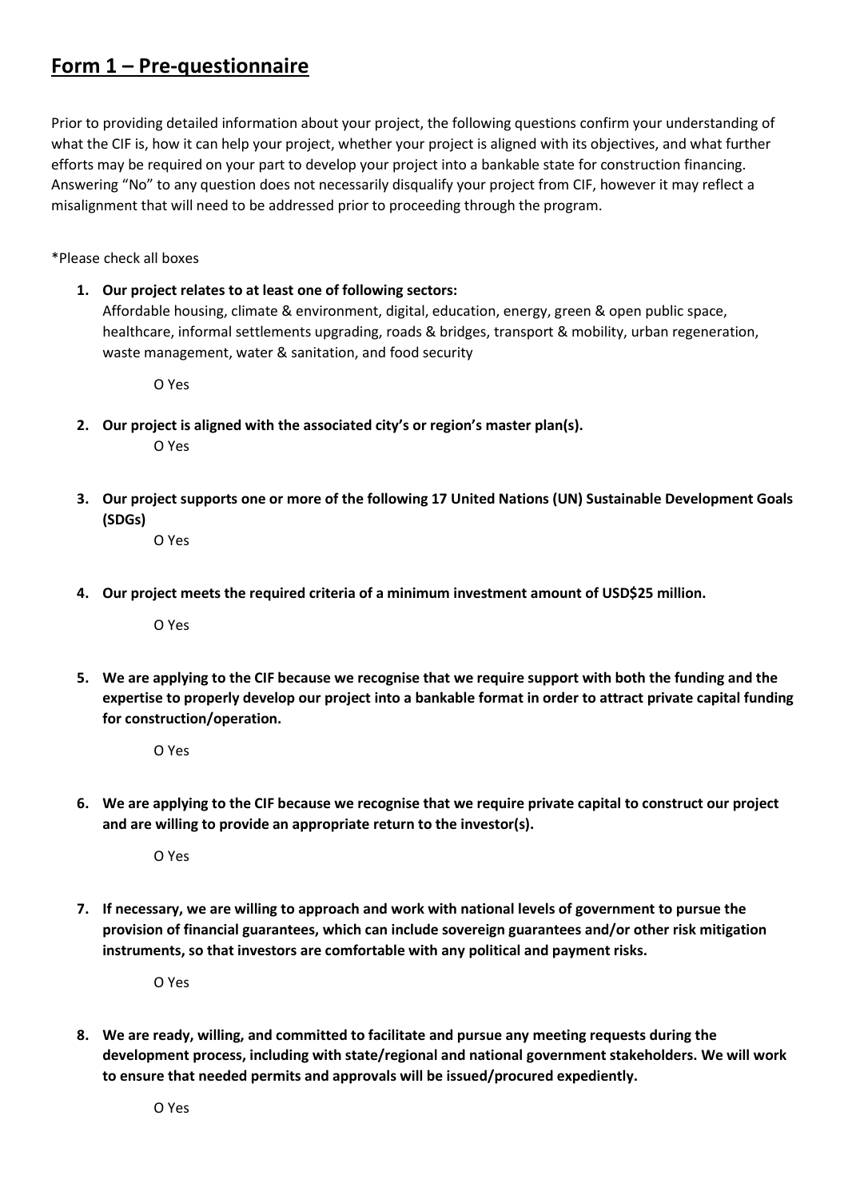# Form 1 – Pre-questionnaire

Prior to providing detailed information about your project, the following questions confirm your understanding of what the CIF is, how it can help your project, whether your project is aligned with its objectives, and what further efforts may be required on your part to develop your project into a bankable state for construction financing. Answering "No" to any question does not necessarily disqualify your project from CIF, however it may reflect a misalignment that will need to be addressed prior to proceeding through the program.

*Please check all boxes

1. **Our project relates to at least one of following sectors:**
   Affordable housing, climate & environment, digital, education, energy, green & open public space, healthcare, informal settlements upgrading, roads & bridges, transport & mobility, urban regeneration, waste management, water & sanitation, and food security

   O Yes

2. **Our project is aligned with the associated city's or region's master plan(s).**

   O Yes

3. **Our project supports one or more of the following 17 United Nations (UN) Sustainable Development Goals (SDGs)**

   O Yes

4. **Our project meets the required criteria of a minimum investment amount of USD$25 million.**

   O Yes

5. **We are applying to the CIF because we recognise that we require support with both the funding and the expertise to properly develop our project into a bankable format in order to attract private capital funding for construction/operation.**

   O Yes

6. **We are applying to the CIF because we recognise that we require private capital to construct our project and are willing to provide an appropriate return to the investor(s).**

   O Yes

7. **If necessary, we are willing to approach and work with national levels of government to pursue the provision of financial guarantees, which can include sovereign guarantees and/or other risk mitigation instruments, so that investors are comfortable with any political and payment risks.**

   O Yes

8. **We are ready, willing, and committed to facilitate and pursue any meeting requests during the development process, including with state/regional and national government stakeholders. We will work to ensure that needed permits and approvals will be issued/procured expediently.**

   O Yes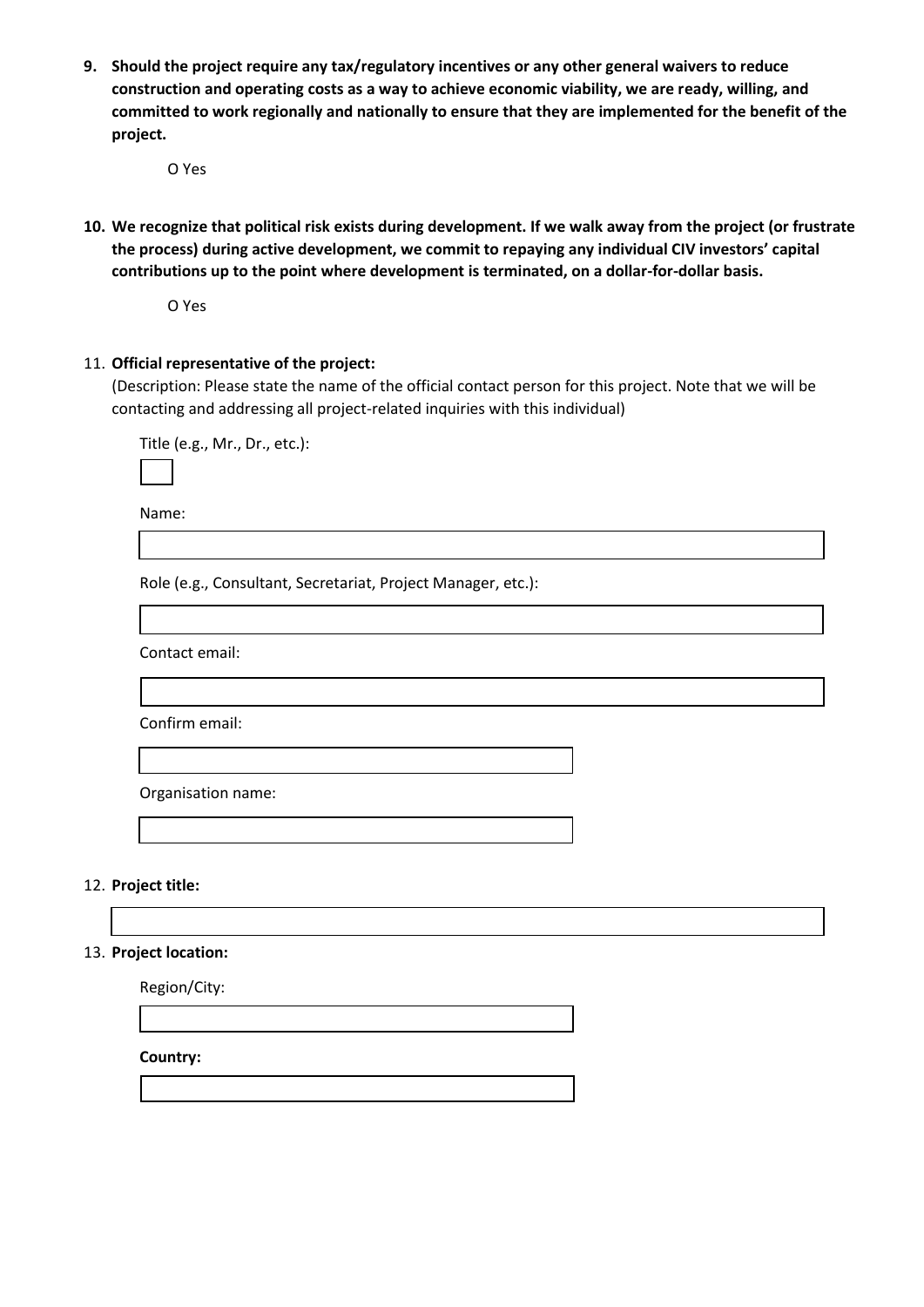9. **Should the project require any tax/regulatory incentives or any other general waivers to reduce construction and operating costs as a way to achieve economic viability, we are ready, willing, and committed to work regionally and nationally to ensure that they are implemented for the benefit of the project.**

   O Yes

10. **We recognize that political risk exists during development. If we walk away from the project (or frustrate the process) during active development, we commit to repaying any individual CIV investors' capital contributions up to the point where development is terminated, on a dollar-for-dollar basis.**

    O Yes

11. **Official representative of the project:**
    (Description: Please state the name of the official contact person for this project. Note that we will be contacting and addressing all project-related inquiries with this individual)

    Title (e.g., Mr., Dr., etc.):

    Name:

    Role (e.g., Consultant, Secretariat, Project Manager, etc.):

    Contact email:

    Confirm email:

    Organisation name:

12. **Project title:**

13. **Project location:**

    Region/City:

    **Country:**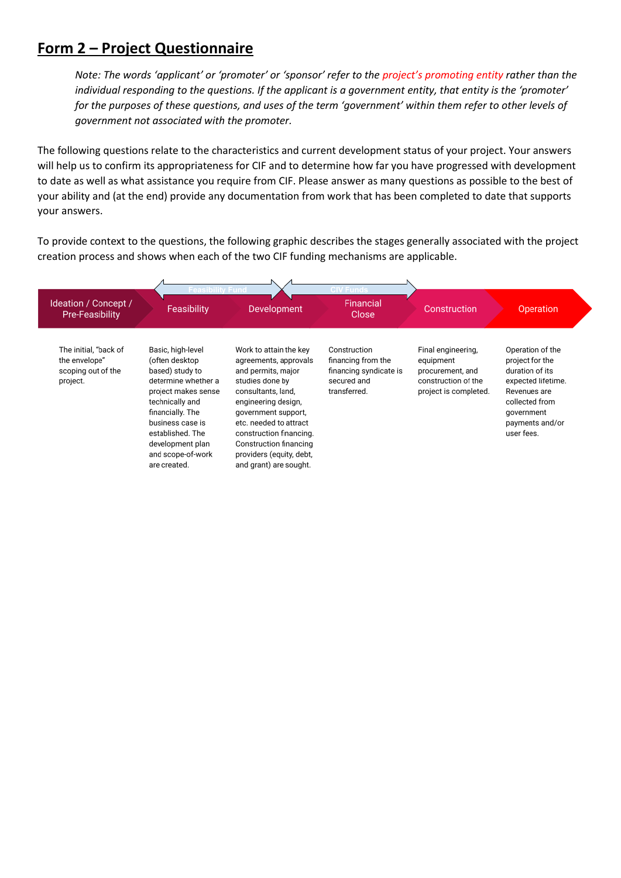# Form 2 – Project Questionnaire

*Note: The words 'applicant' or 'promoter' or 'sponsor' refer to the project's promoting entity rather than the individual responding to the questions. If the applicant is a government entity, that entity is the 'promoter' for the purposes of these questions, and uses of the term 'government' within them refer to other levels of government not associated with the promoter.*

The following questions relate to the characteristics and current development status of your project. Your answers will help us to confirm its appropriateness for CIF and to determine how far you have progressed with development to date as well as what assistance you require from CIF. Please answer as many questions as possible to the best of your ability and (at the end) provide any documentation from work that has been completed to date that supports your answers.

To provide context to the questions, the following graphic describes the stages generally associated with the project creation process and shows when each of the two CIF funding mechanisms are applicable.

| Ideation / Concept / Pre-Feasibility | Feasibility | Development | Financial Close | Construction | Operation |
|---|---|---|---|---|---|
| | Feasibility Fund | | CIV Funds | | |
| The initial, "back of the envelope" scoping out of the project. | Basic, high-level (often desktop based) study to determine whether a project makes sense technically and financially. The business case is established. The development plan and scope-of-work are created. | Work to attain the key agreements, approvals and permits, major studies done by consultants, land, engineering design, government support, etc. needed to attract construction financing. Construction financing providers (equity, debt, and grant) are sought. | Construction financing from the financing syndicate is secured and transferred. | Final engineering, equipment procurement, and construction of the project is completed. | Operation of the project for the duration of its expected lifetime. Revenues are collected from government payments and/or user fees. |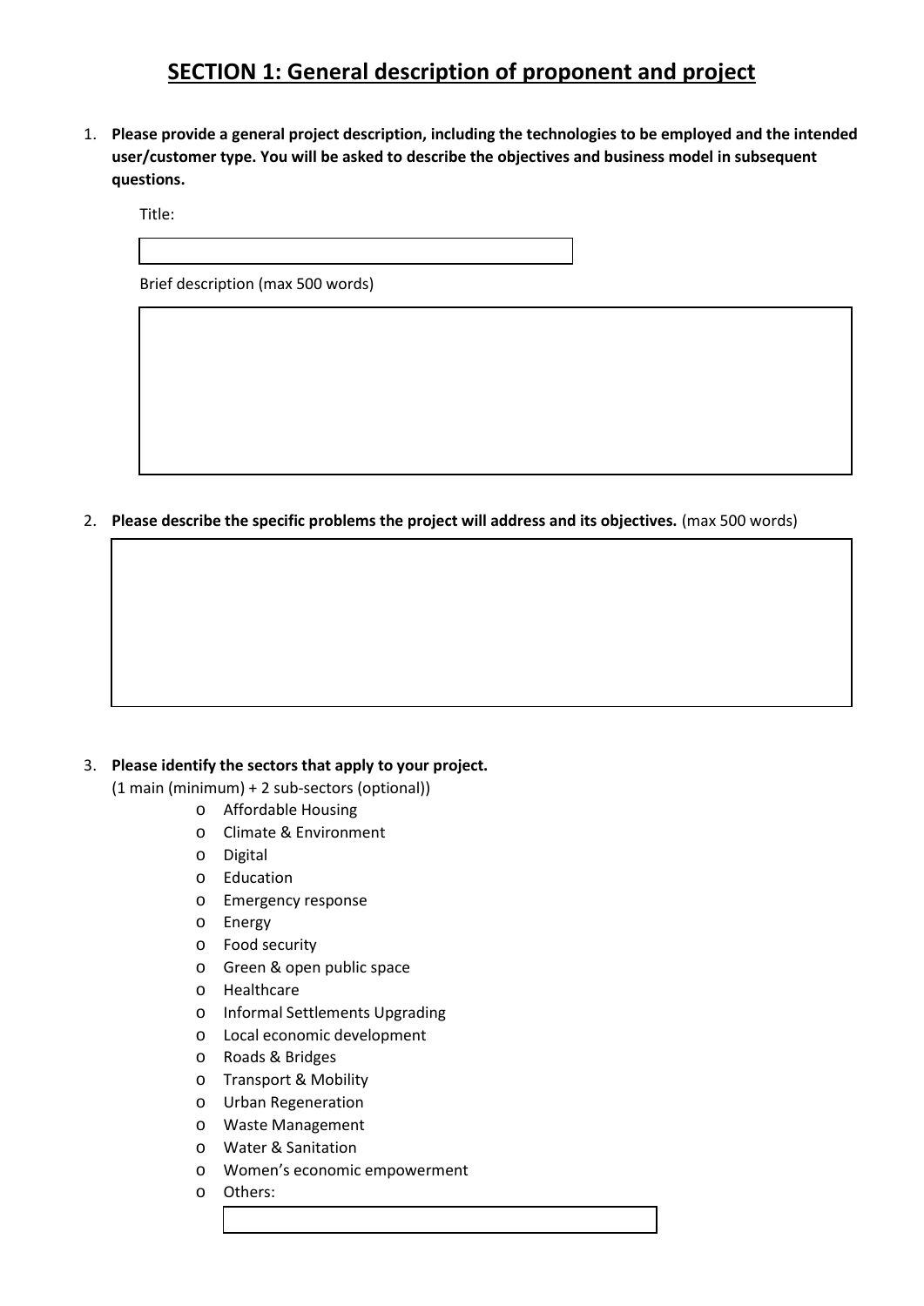## SECTION 1: General description of proponent and project

1. **Please provide a general project description, including the technologies to be employed and the intended user/customer type. You will be asked to describe the objectives and business model in subsequent questions.**

   Title:

   Brief description (max 500 words)

2. **Please describe the specific problems the project will address and its objectives.** (max 500 words)

3. **Please identify the sectors that apply to your project.**
   (1 main (minimum) + 2 sub-sectors (optional))
   - Affordable Housing
   - Climate & Environment
   - Digital
   - Education
   - Emergency response
   - Energy
   - Food security
   - Green & open public space
   - Healthcare
   - Informal Settlements Upgrading
   - Local economic development
   - Roads & Bridges
   - Transport & Mobility
   - Urban Regeneration
   - Waste Management
   - Water & Sanitation
   - Women's economic empowerment
   - Others: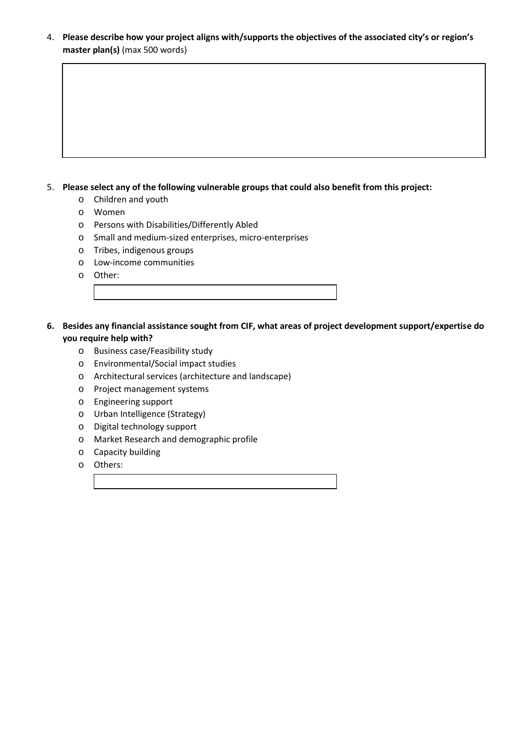4. **Please describe how your project aligns with/supports the objectives of the associated city's or region's master plan(s)** (max 500 words)

5. **Please select any of the following vulnerable groups that could also benefit from this project:**
   - Children and youth
   - Women
   - Persons with Disabilities/Differently Abled
   - Small and medium-sized enterprises, micro-enterprises
   - Tribes, indigenous groups
   - Low-income communities
   - Other:

6. **Besides any financial assistance sought from CIF, what areas of project development support/expertise do you require help with?**
   - Business case/Feasibility study
   - Environmental/Social impact studies
   - Architectural services (architecture and landscape)
   - Project management systems
   - Engineering support
   - Urban Intelligence (Strategy)
   - Digital technology support
   - Market Research and demographic profile
   - Capacity building
   - Others: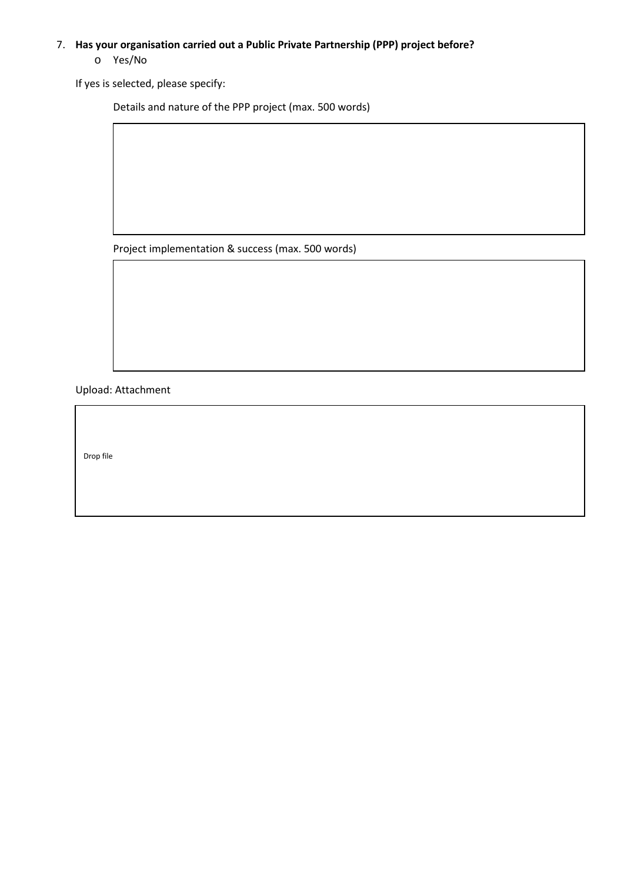7. **Has your organisation carried out a Public Private Partnership (PPP) project before?**
   - Yes/No

If yes is selected, please specify:

Details and nature of the PPP project (max. 500 words)

Project implementation & success (max. 500 words)

Upload: Attachment

Drop file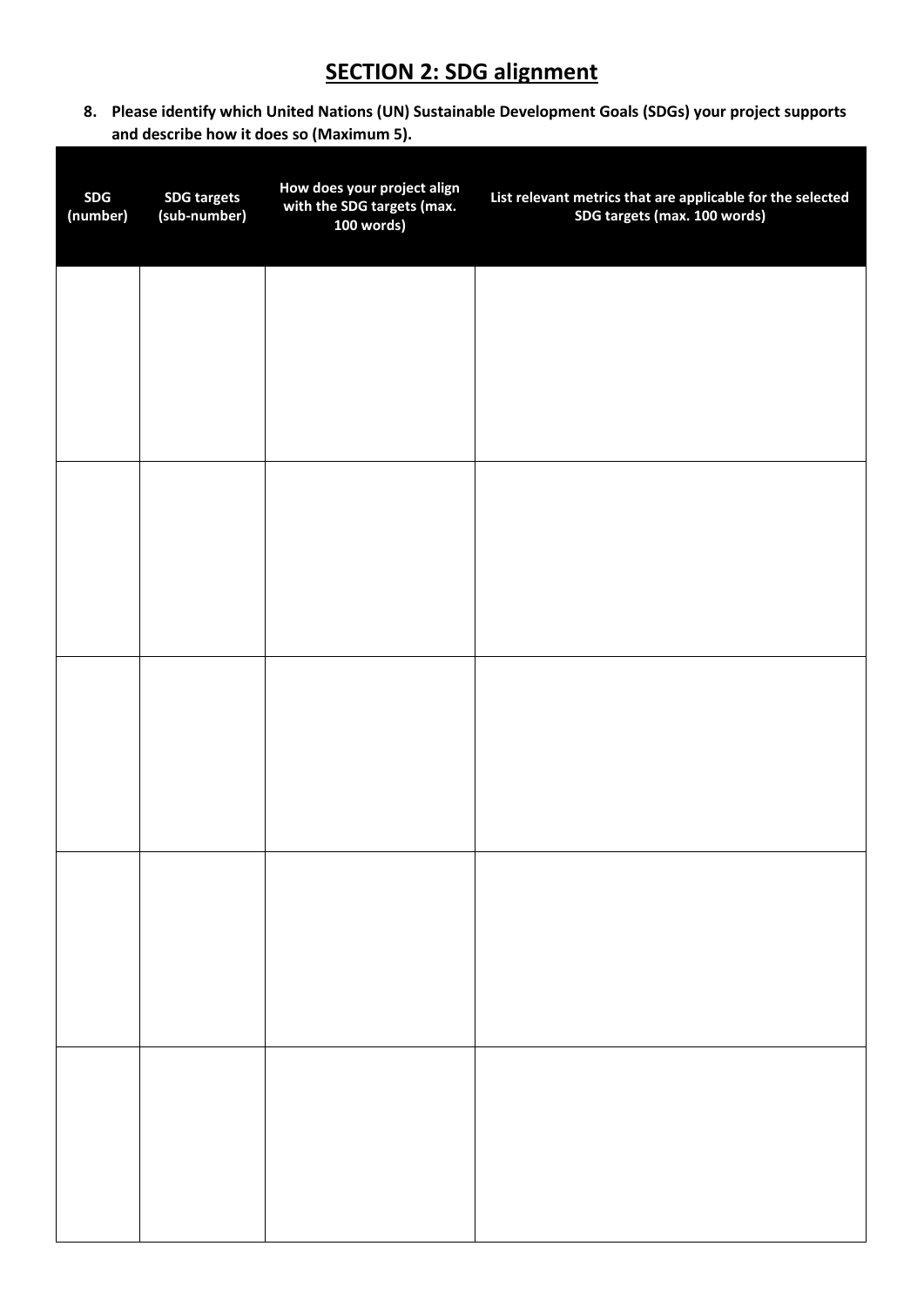## SECTION 2: SDG alignment

8. **Please identify which United Nations (UN) Sustainable Development Goals (SDGs) your project supports and describe how it does so (Maximum 5).**

| SDG (number) | SDG targets (sub-number) | How does your project align with the SDG targets (max. 100 words) | List relevant metrics that are applicable for the selected SDG targets (max. 100 words) |
|---|---|---|---|
| | | | |
| | | | |
| | | | |
| | | | |
| | | | |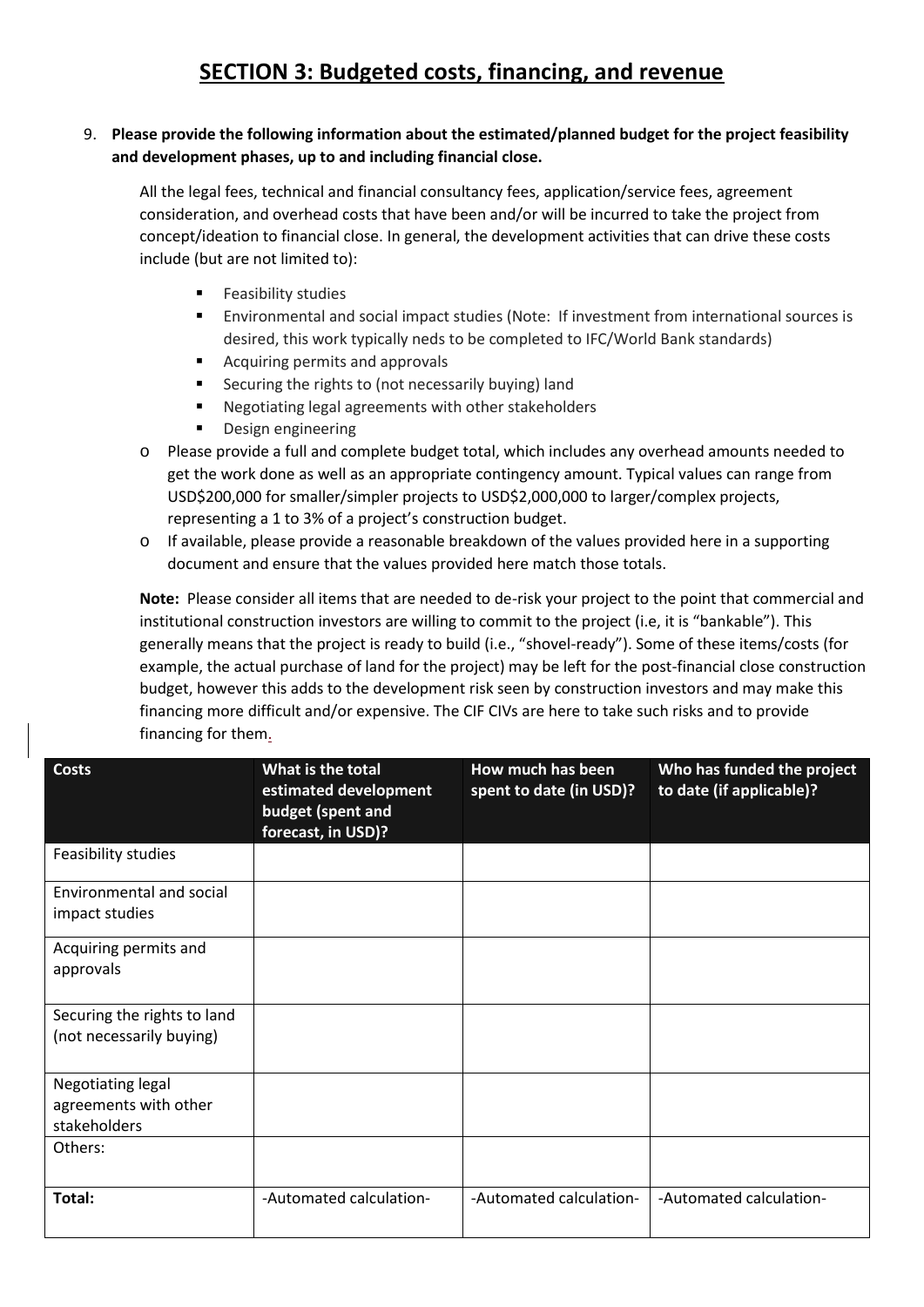# SECTION 3: Budgeted costs, financing, and revenue

9. **Please provide the following information about the estimated/planned budget for the project feasibility and development phases, up to and including financial close.**

   All the legal fees, technical and financial consultancy fees, application/service fees, agreement consideration, and overhead costs that have been and/or will be incurred to take the project from concept/ideation to financial close. In general, the development activities that can drive these costs include (but are not limited to):

   - Feasibility studies
   - Environmental and social impact studies (Note: If investment from international sources is desired, this work typically neds to be completed to IFC/World Bank standards)
   - Acquiring permits and approvals
   - Securing the rights to (not necessarily buying) land
   - Negotiating legal agreements with other stakeholders
   - Design engineering

   - Please provide a full and complete budget total, which includes any overhead amounts needed to get the work done as well as an appropriate contingency amount. Typical values can range from USD$200,000 for smaller/simpler projects to USD$2,000,000 to larger/complex projects, representing a 1 to 3% of a project's construction budget.
   - If available, please provide a reasonable breakdown of the values provided here in a supporting document and ensure that the values provided here match those totals.

   **Note:** Please consider all items that are needed to de-risk your project to the point that commercial and institutional construction investors are willing to commit to the project (i.e, it is "bankable"). This generally means that the project is ready to build (i.e., "shovel-ready"). Some of these items/costs (for example, the actual purchase of land for the project) may be left for the post-financial close construction budget, however this adds to the development risk seen by construction investors and may make this financing more difficult and/or expensive. The CIF CIVs are here to take such risks and to provide financing for them.

| Costs | What is the total estimated development budget (spent and forecast, in USD)? | How much has been spent to date (in USD)? | Who has funded the project to date (if applicable)? |
|---|---|---|---|
| Feasibility studies | | | |
| Environmental and social impact studies | | | |
| Acquiring permits and approvals | | | |
| Securing the rights to land (not necessarily buying) | | | |
| Negotiating legal agreements with other stakeholders | | | |
| Others: | | | |
| **Total:** | -Automated calculation- | -Automated calculation- | -Automated calculation- |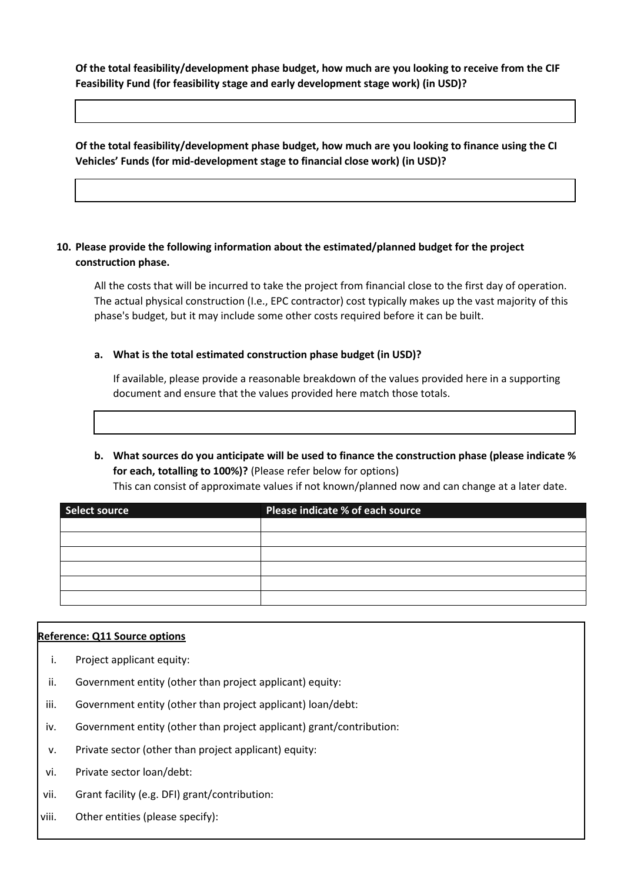**Of the total feasibility/development phase budget, how much are you looking to receive from the CIF Feasibility Fund (for feasibility stage and early development stage work) (in USD)?**

|  |
|---|
|  |

**Of the total feasibility/development phase budget, how much are you looking to finance using the CI Vehicles' Funds (for mid-development stage to financial close work) (in USD)?**

|  |
|---|
|  |

**10. Please provide the following information about the estimated/planned budget for the project construction phase.**

All the costs that will be incurred to take the project from financial close to the first day of operation. The actual physical construction (I.e., EPC contractor) cost typically makes up the vast majority of this phase's budget, but it may include some other costs required before it can be built.

**a. What is the total estimated construction phase budget (in USD)?**

If available, please provide a reasonable breakdown of the values provided here in a supporting document and ensure that the values provided here match those totals.

|  |
|---|
|  |

**b. What sources do you anticipate will be used to finance the construction phase (please indicate % for each, totalling to 100%)?** (Please refer below for options)
This can consist of approximate values if not known/planned now and can change at a later date.

| Select source | Please indicate % of each source |
|---|---|
|  |  |
|  |  |
|  |  |
|  |  |
|  |  |
|  |  |

**Reference: Q11 Source options**

i. Project applicant equity:

ii. Government entity (other than project applicant) equity:

iii. Government entity (other than project applicant) loan/debt:

iv. Government entity (other than project applicant) grant/contribution:

v. Private sector (other than project applicant) equity:

vi. Private sector loan/debt:

vii. Grant facility (e.g. DFI) grant/contribution:

viii. Other entities (please specify):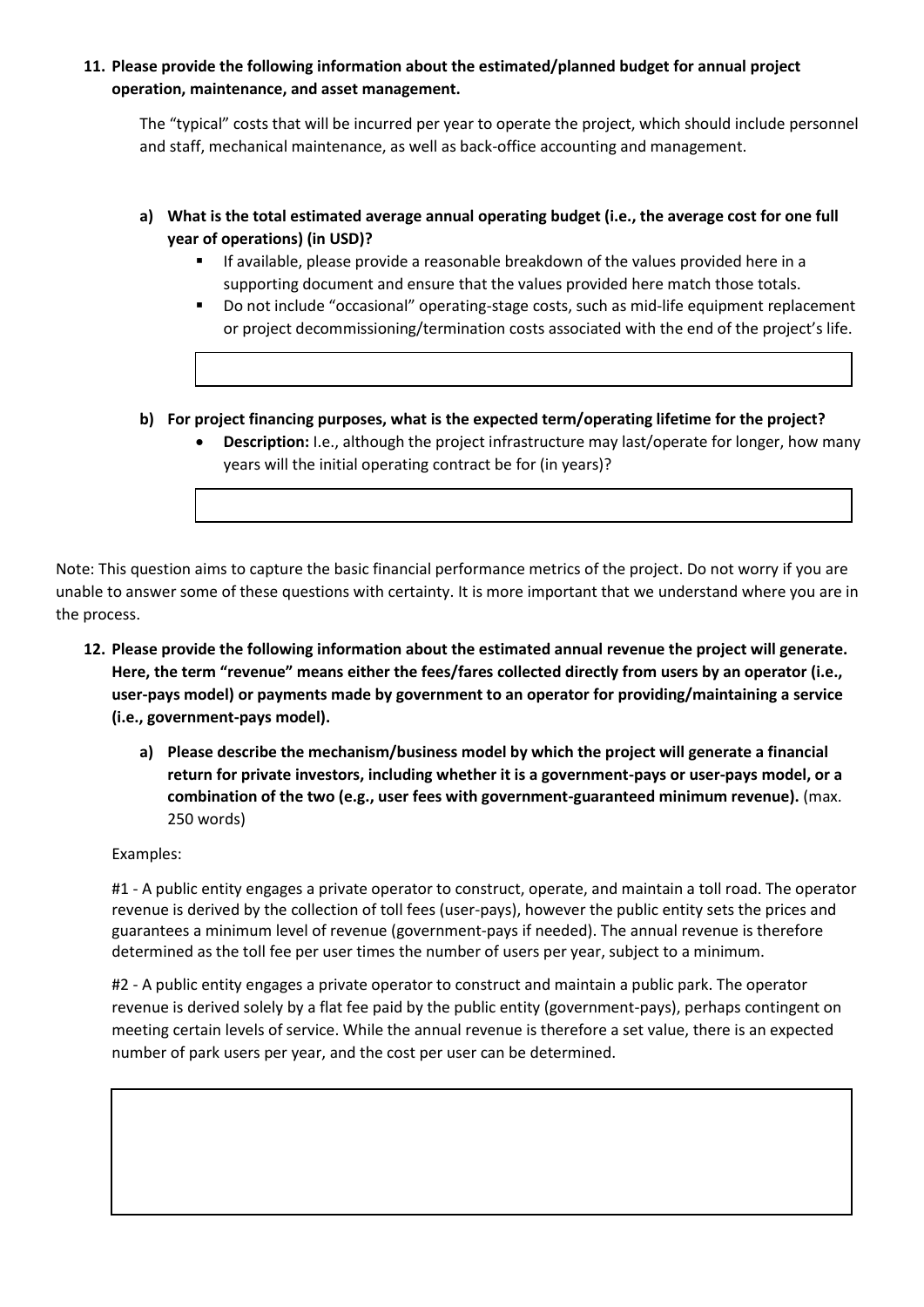**11. Please provide the following information about the estimated/planned budget for annual project operation, maintenance, and asset management.**

The "typical" costs that will be incurred per year to operate the project, which should include personnel and staff, mechanical maintenance, as well as back-office accounting and management.

**a) What is the total estimated average annual operating budget (i.e., the average cost for one full year of operations) (in USD)?**

- If available, please provide a reasonable breakdown of the values provided here in a supporting document and ensure that the values provided here match those totals.
- Do not include "occasional" operating-stage costs, such as mid-life equipment replacement or project decommissioning/termination costs associated with the end of the project's life.

**b) For project financing purposes, what is the expected term/operating lifetime for the project?**

- **Description:** I.e., although the project infrastructure may last/operate for longer, how many years will the initial operating contract be for (in years)?

Note: This question aims to capture the basic financial performance metrics of the project. Do not worry if you are unable to answer some of these questions with certainty. It is more important that we understand where you are in the process.

**12. Please provide the following information about the estimated annual revenue the project will generate. Here, the term "revenue" means either the fees/fares collected directly from users by an operator (i.e., user-pays model) or payments made by government to an operator for providing/maintaining a service (i.e., government-pays model).**

**a) Please describe the mechanism/business model by which the project will generate a financial return for private investors, including whether it is a government-pays or user-pays model, or a combination of the two (e.g., user fees with government-guaranteed minimum revenue).** (max. 250 words)

Examples:

#1 - A public entity engages a private operator to construct, operate, and maintain a toll road. The operator revenue is derived by the collection of toll fees (user-pays), however the public entity sets the prices and guarantees a minimum level of revenue (government-pays if needed). The annual revenue is therefore determined as the toll fee per user times the number of users per year, subject to a minimum.

#2 - A public entity engages a private operator to construct and maintain a public park. The operator revenue is derived solely by a flat fee paid by the public entity (government-pays), perhaps contingent on meeting certain levels of service. While the annual revenue is therefore a set value, there is an expected number of park users per year, and the cost per user can be determined.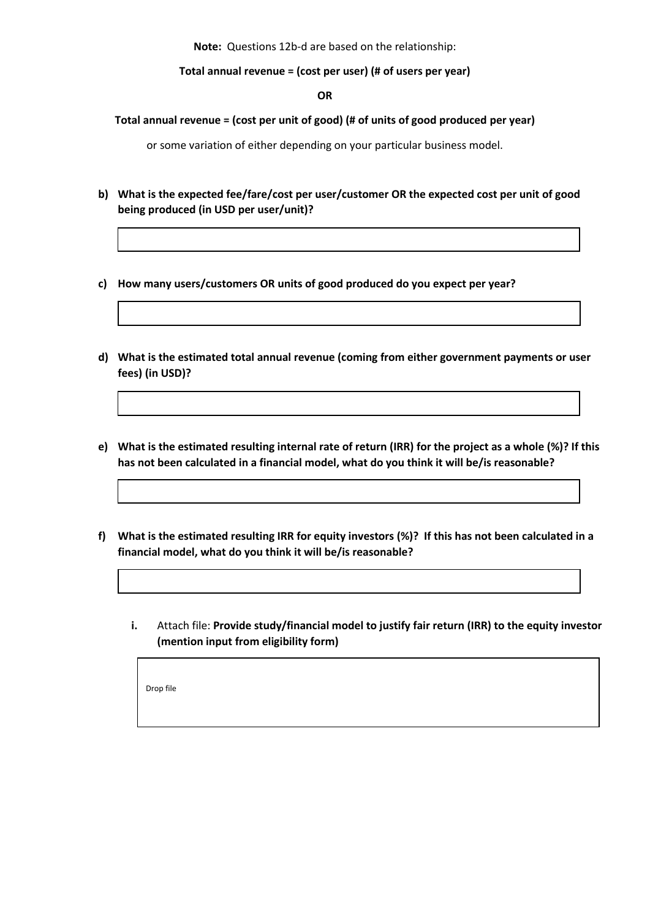**Note:** Questions 12b-d are based on the relationship:

**Total annual revenue = (cost per user) (# of users per year)**

**OR**

**Total annual revenue = (cost per unit of good) (# of units of good produced per year)**

or some variation of either depending on your particular business model.

**b) What is the expected fee/fare/cost per user/customer OR the expected cost per unit of good being produced (in USD per user/unit)?**

**c) How many users/customers OR units of good produced do you expect per year?**

**d) What is the estimated total annual revenue (coming from either government payments or user fees) (in USD)?**

**e) What is the estimated resulting internal rate of return (IRR) for the project as a whole (%)? If this has not been calculated in a financial model, what do you think it will be/is reasonable?**

**f) What is the estimated resulting IRR for equity investors (%)? If this has not been calculated in a financial model, what do you think it will be/is reasonable?**

**i.** Attach file: **Provide study/financial model to justify fair return (IRR) to the equity investor (mention input from eligibility form)**

Drop file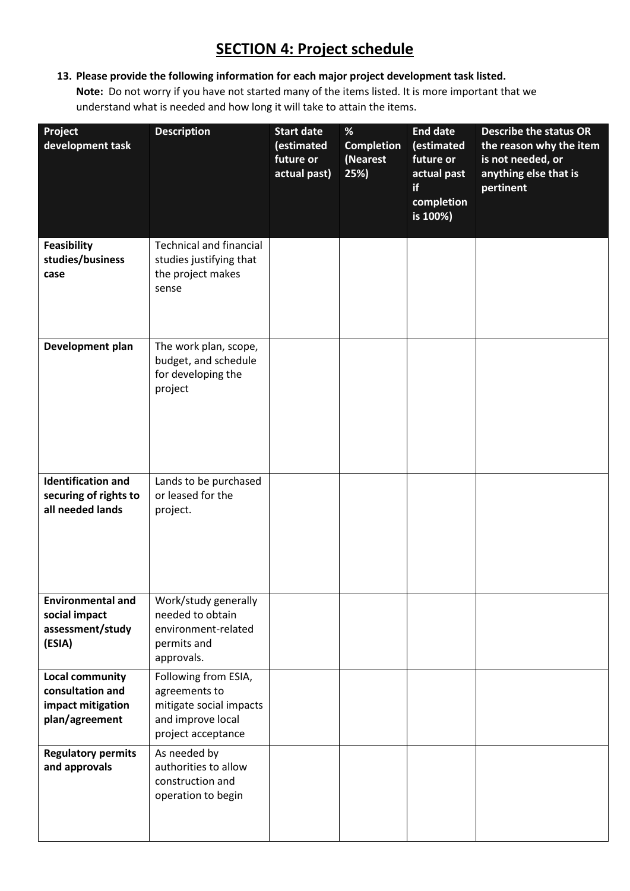# SECTION 4: Project schedule

13. **Please provide the following information for each major project development task listed.**
    **Note:** Do not worry if you have not started many of the items listed. It is more important that we understand what is needed and how long it will take to attain the items.

| Project development task | Description | Start date (estimated future or actual past) | % Completion (Nearest 25%) | End date (estimated future or actual past if completion is 100%) | Describe the status OR the reason why the item is not needed, or anything else that is pertinent |
|---|---|---|---|---|---|
| **Feasibility studies/business case** | Technical and financial studies justifying that the project makes sense | | | | |
| **Development plan** | The work plan, scope, budget, and schedule for developing the project | | | | |
| **Identification and securing of rights to all needed lands** | Lands to be purchased or leased for the project. | | | | |
| **Environmental and social impact assessment/study (ESIA)** | Work/study generally needed to obtain environment-related permits and approvals. | | | | |
| **Local community consultation and impact mitigation plan/agreement** | Following from ESIA, agreements to mitigate social impacts and improve local project acceptance | | | | |
| **Regulatory permits and approvals** | As needed by authorities to allow construction and operation to begin | | | | |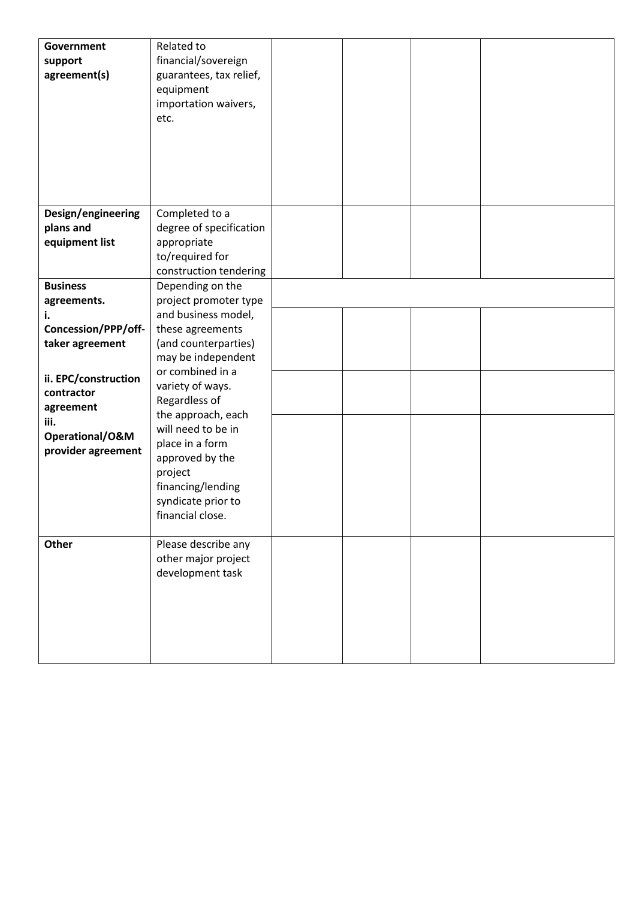| | | | | | |
|---|---|---|---|---|---|
| **Government support agreement(s)** | Related to financial/sovereign guarantees, tax relief, equipment importation waivers, etc. | | | | |
| **Design/engineering plans and equipment list** | Completed to a degree of specification appropriate to/required for construction tendering | | | | |
| **Business agreements.** | Depending on the project promoter type and business model, these agreements (and counterparties) may be independent or combined in a variety of ways. Regardless of the approach, each will need to be in place in a form approved by the project financing/lending syndicate prior to financial close. | | | | |
| **i. Concession/PPP/off-taker agreement** | | | | | |
| **ii. EPC/construction contractor agreement** | | | | | |
| **iii. Operational/O&M provider agreement** | | | | | |
| **Other** | Please describe any other major project development task | | | | |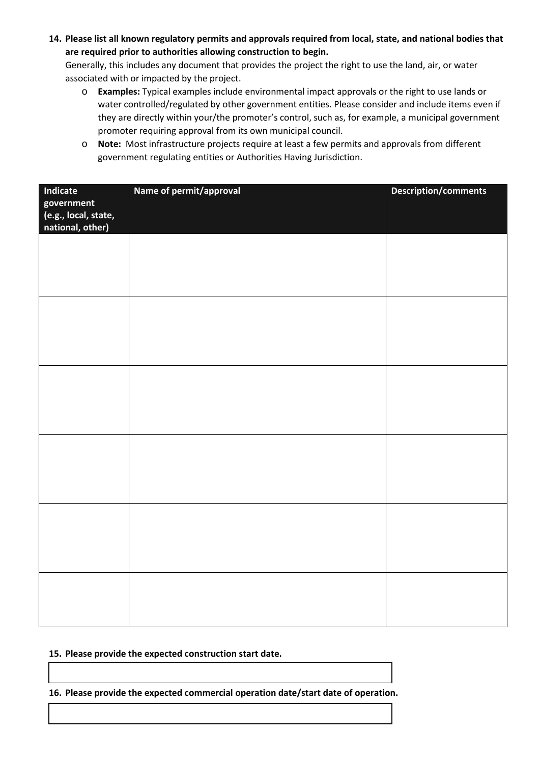**14. Please list all known regulatory permits and approvals required from local, state, and national bodies that are required prior to authorities allowing construction to begin.**

Generally, this includes any document that provides the project the right to use the land, air, or water associated with or impacted by the project.

- **Examples:** Typical examples include environmental impact approvals or the right to use lands or water controlled/regulated by other government entities. Please consider and include items even if they are directly within your/the promoter's control, such as, for example, a municipal government promoter requiring approval from its own municipal council.
- **Note:** Most infrastructure projects require at least a few permits and approvals from different government regulating entities or Authorities Having Jurisdiction.

| Indicate government (e.g., local, state, national, other) | Name of permit/approval | Description/comments |
|---|---|---|
| | | |
| | | |
| | | |
| | | |
| | | |
| | | |

**15. Please provide the expected construction start date.**

| |
|---|
| |

**16. Please provide the expected commercial operation date/start date of operation.**

| |
|---|
| |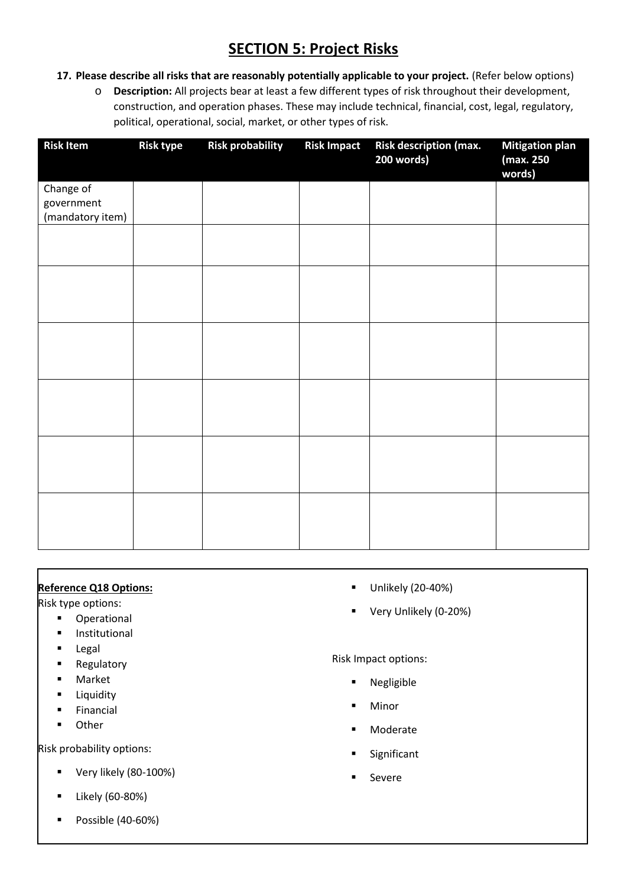# SECTION 5: Project Risks

17. **Please describe all risks that are reasonably potentially applicable to your project.** (Refer below options)
    - **Description:** All projects bear at least a few different types of risk throughout their development, construction, and operation phases. These may include technical, financial, cost, legal, regulatory, political, operational, social, market, or other types of risk.

| Risk Item | Risk type | Risk probability | Risk Impact | Risk description (max. 200 words) | Mitigation plan (max. 250 words) |
|---|---|---|---|---|---|
| Change of government (mandatory item) | | | | | |
| | | | | | |
| | | | | | |
| | | | | | |
| | | | | | |
| | | | | | |
| | | | | | |

**Reference Q18 Options:**

Risk type options:

- Operational
- Institutional
- Legal
- Regulatory
- Market
- Liquidity
- Financial
- Other

Risk probability options:

- Very likely (80-100%)
- Likely (60-80%)
- Possible (40-60%)
- Unlikely (20-40%)
- Very Unlikely (0-20%)

Risk Impact options:

- Negligible
- Minor
- Moderate
- Significant
- Severe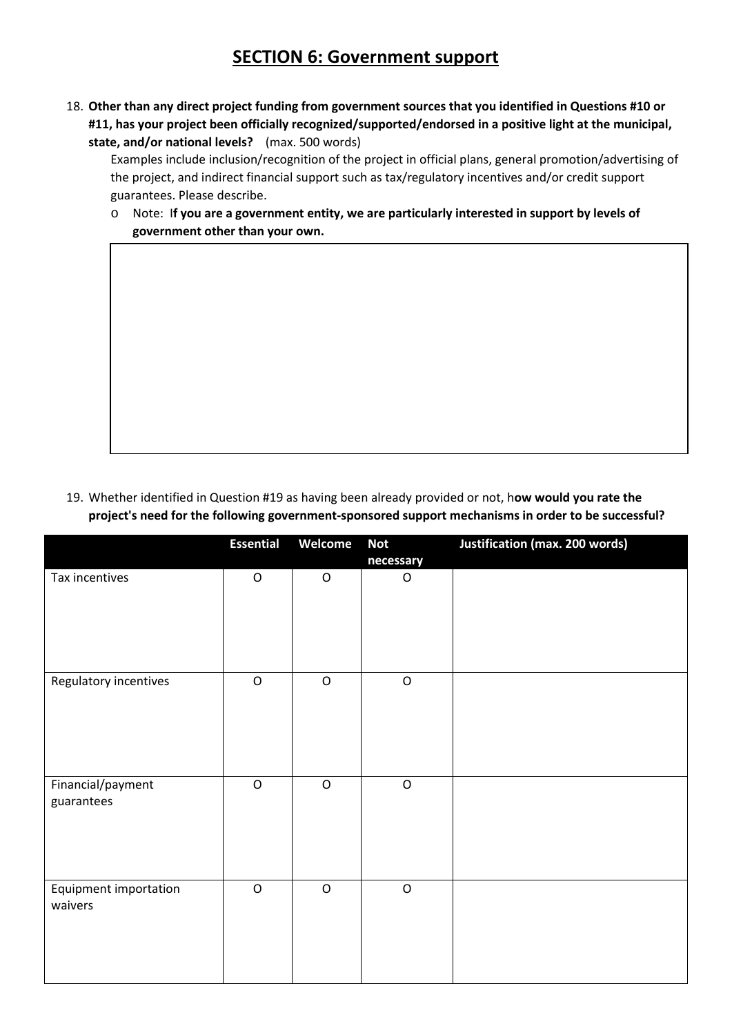# SECTION 6: Government support

18. **Other than any direct project funding from government sources that you identified in Questions #10 or #11, has your project been officially recognized/supported/endorsed in a positive light at the municipal, state, and/or national levels?** (max. 500 words)

    Examples include inclusion/recognition of the project in official plans, general promotion/advertising of the project, and indirect financial support such as tax/regulatory incentives and/or credit support guarantees. Please describe.

    - Note: I**f you are a government entity, we are particularly interested in support by levels of government other than your own.**

19. Whether identified in Question #19 as having been already provided or not, h**ow would you rate the project's need for the following government-sponsored support mechanisms in order to be successful?**

| | Essential | Welcome | Not necessary | Justification (max. 200 words) |
|---|---|---|---|---|
| Tax incentives | O | O | O | |
| Regulatory incentives | O | O | O | |
| Financial/payment guarantees | O | O | O | |
| Equipment importation waivers | O | O | O | |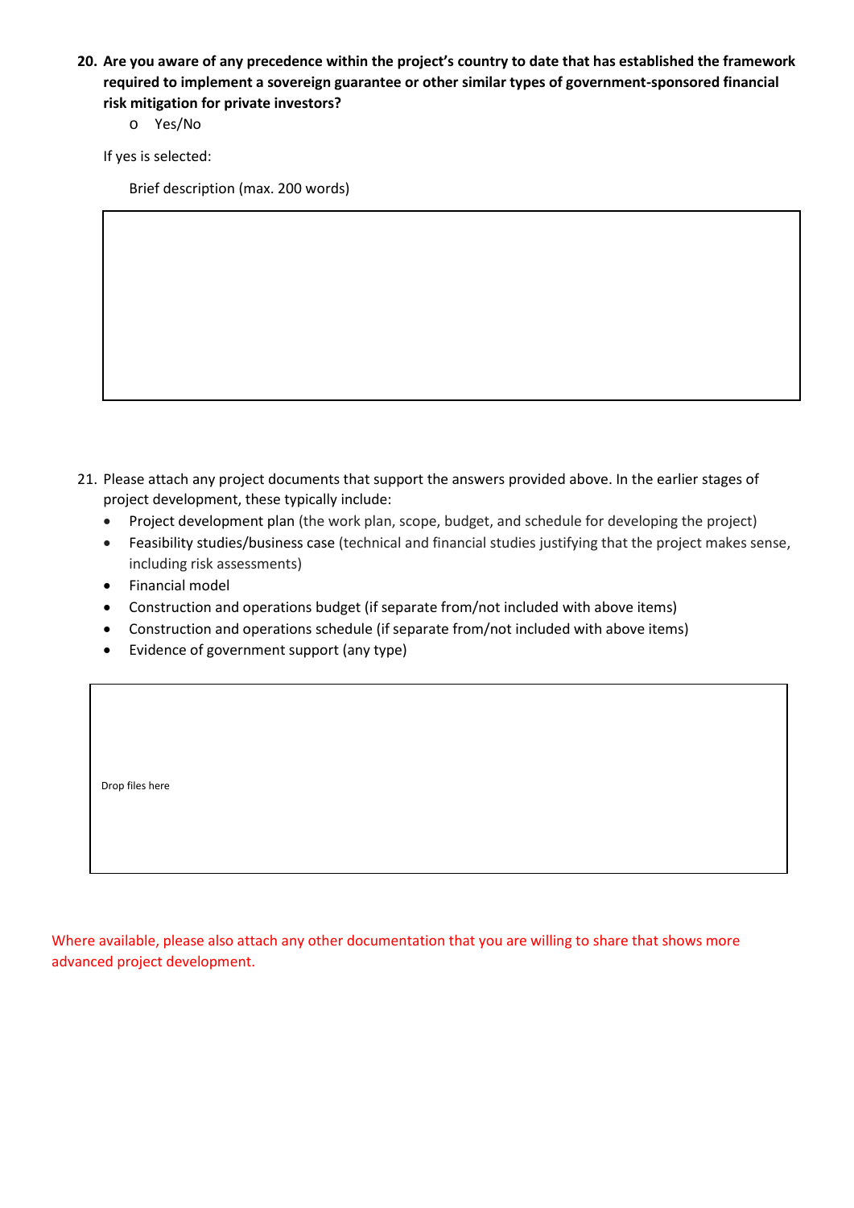**20. Are you aware of any precedence within the project's country to date that has established the framework required to implement a sovereign guarantee or other similar types of government-sponsored financial risk mitigation for private investors?**

- o Yes/No

If yes is selected:

Brief description (max. 200 words)

21. Please attach any project documents that support the answers provided above. In the earlier stages of project development, these typically include:
    - Project development plan (the work plan, scope, budget, and schedule for developing the project)
    - Feasibility studies/business case (technical and financial studies justifying that the project makes sense, including risk assessments)
    - Financial model
    - Construction and operations budget (if separate from/not included with above items)
    - Construction and operations schedule (if separate from/not included with above items)
    - Evidence of government support (any type)

Drop files here

Where available, please also attach any other documentation that you are willing to share that shows more advanced project development.